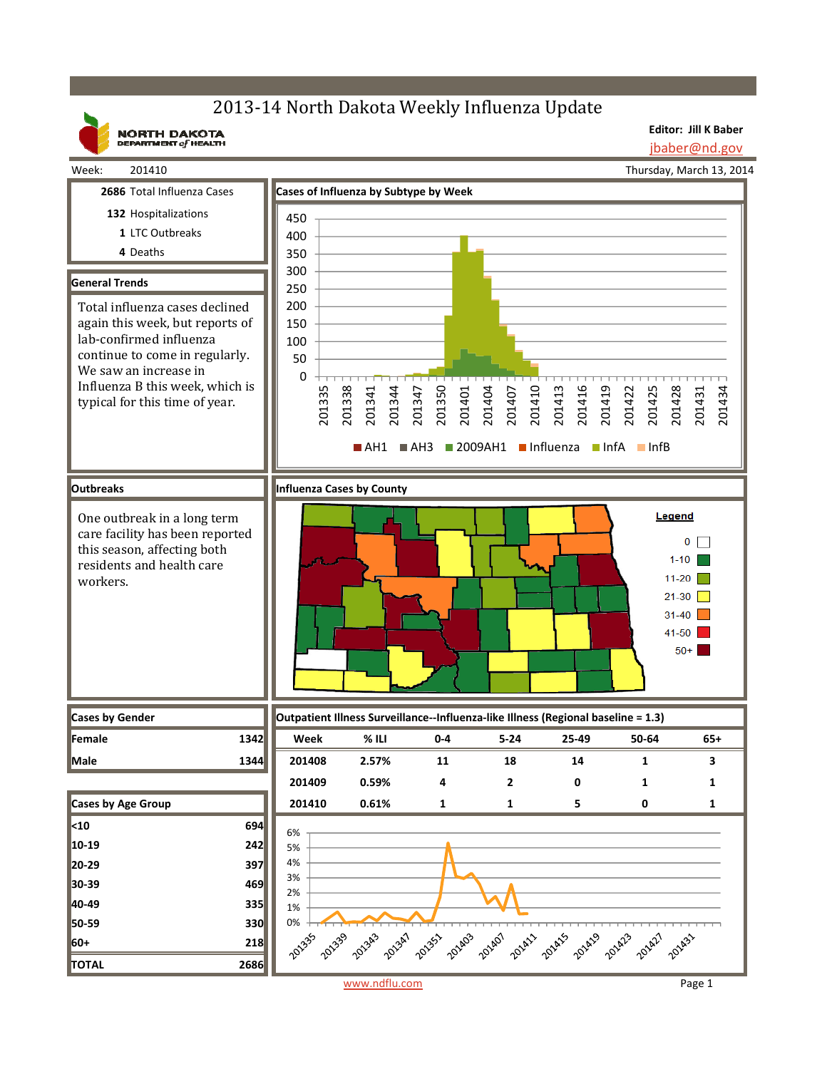# 2013-14 North Dakota Weekly Influenza Update

NORTH DAKOTA DEPARTMENT of HEALTH

**Editor: Jill K Baber**
jbaber@nd.gov

Week: 201410 — Thursday, March 13, 2014

**2686** Total Influenza Cases
**132** Hospitalizations
**1** LTC Outbreaks
**4** Deaths

## General Trends

Total influenza cases declined again this week, but reports of lab-confirmed influenza continue to come in regularly. We saw an increase in Influenza B this week, which is typical for this time of year.

## Cases of Influenza by Subtype by Week

Legend: AH1, AH3, 2009AH1, Influenza, InfA, InfB

## Outbreaks

One outbreak in a long term care facility has been reported this season, affecting both residents and health care workers.

## Influenza Cases by County

Legend: 0; 1-10; 11-20; 21-30; 31-40; 41-50; 50+

## Cases by Gender

| | |
|---|---|
| Female | 1342 |
| Male | 1344 |

## Cases by Age Group

| | |
|---|---|
| <10 | 694 |
| 10-19 | 242 |
| 20-29 | 397 |
| 30-39 | 469 |
| 40-49 | 335 |
| 50-59 | 330 |
| 60+ | 218 |
| TOTAL | 2686 |

## Outpatient Illness Surveillance--Influenza-like Illness (Regional baseline = 1.3)

| Week | % ILI | 0-4 | 5-24 | 25-49 | 50-64 | 65+ |
|---|---|---|---|---|---|---|
| 201408 | 2.57% | 11 | 18 | 14 | 1 | 3 |
| 201409 | 0.59% | 4 | 2 | 0 | 1 | 1 |
| 201410 | 0.61% | 1 | 1 | 5 | 0 | 1 |

www.ndflu.com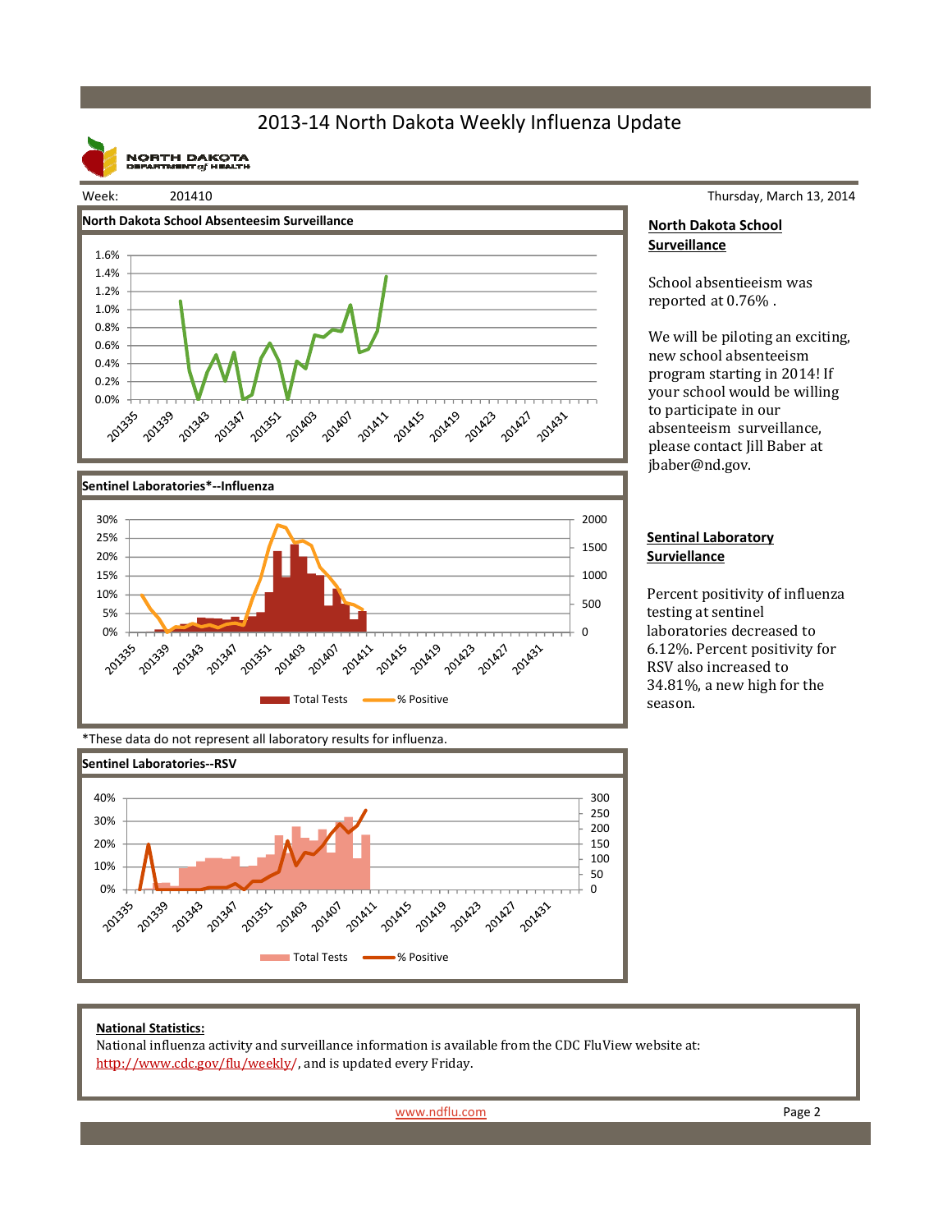# 2013-14 North Dakota Weekly Influenza Update

NORTH DAKOTA DEPARTMENT of HEALTH

Week: 201410

Thursday, March 13, 2014

## North Dakota School Absenteeisim Surveillance

1.6%
1.4%
1.2%
1.0%
0.8%
0.6%
0.4%
0.2%
0.0%

201335 201339 201343 201347 201351 201403 201407 201411 201415 201419 201423 201427 201431

## Sentinel Laboratories*--Influenza

30% 25% 20% 15% 10% 5% 0%

2000 1500 1000 500 0

201335 201339 201343 201347 201351 201403 201407 201411 201415 201419 201423 201427 201431

Total Tests    % Positive

*These data do not represent all laboratory results for influenza.

## Sentinel Laboratories--RSV

40% 30% 20% 10% 0%

300 250 200 150 100 50 0

201335 201339 201343 201347 201351 201403 201407 201411 201415 201419 201423 201427 201431

Total Tests    % Positive

## North Dakota School Surveillance

School absentieeism was reported at 0.76% .

We will be piloting an exciting, new school absenteeism program starting in 2014! If your school would be willing to participate in our absenteeism surveillance, please contact Jill Baber at jbaber@nd.gov.

## Sentinal Laboratory Surviellance

Percent positivity of influenza testing at sentinel laboratories decreased to 6.12%. Percent positivity for RSV also increased to 34.81%, a new high for the season.

**National Statistics:**

National influenza activity and surveillance information is available from the CDC FluView website at: http://www.cdc.gov/flu/weekly/, and is updated every Friday.

www.ndflu.com